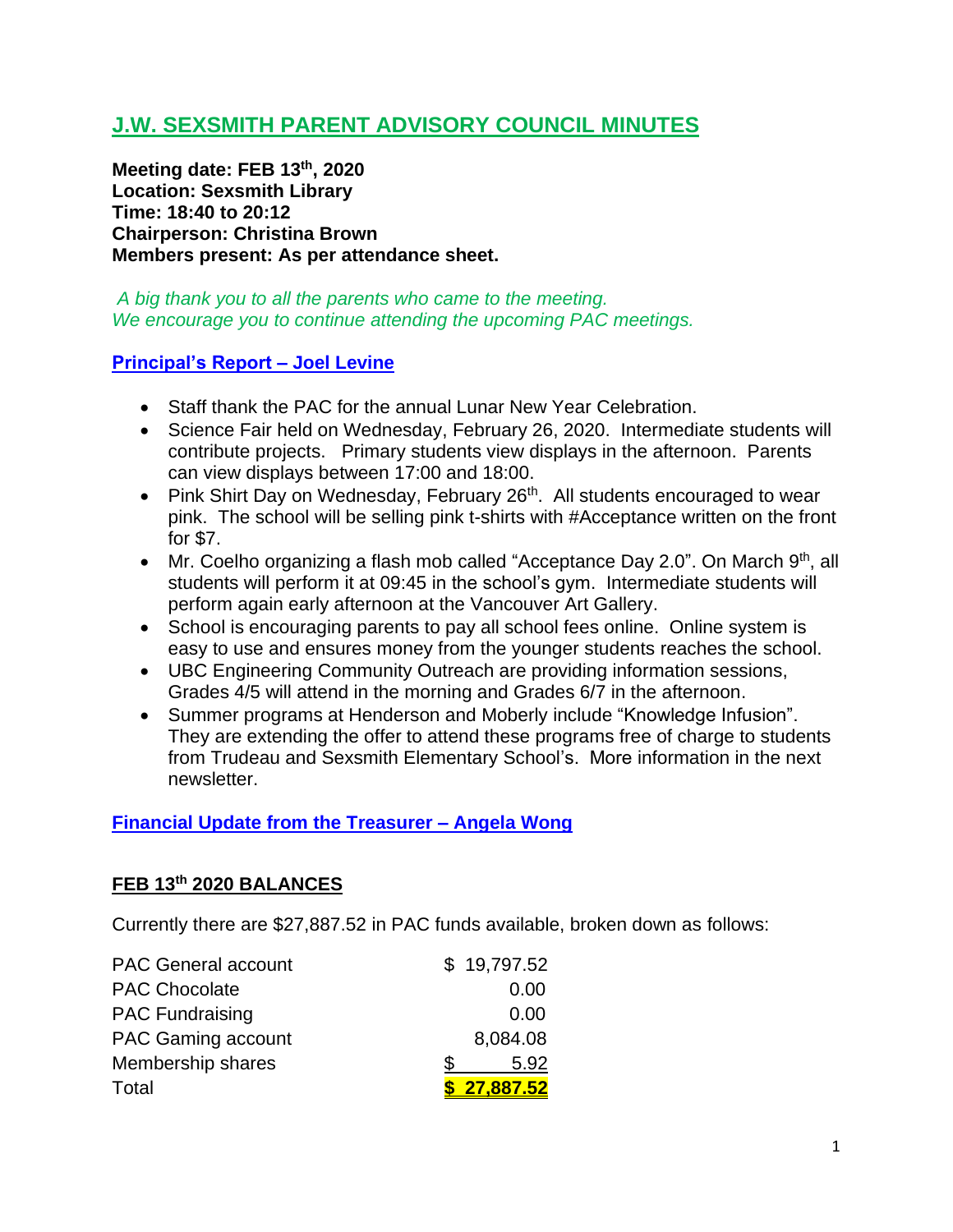# J.W. SEXSMITH PARENT ADVISORY COUNCIL MINUTES

**Meeting date: FEB 13th, 2020**
**Location: Sexsmith Library**
**Time: 18:40 to 20:12**
**Chairperson: Christina Brown**
**Members present: As per attendance sheet.**

*A big thank you to all the parents who came to the meeting.*
*We encourage you to continue attending the upcoming PAC meetings.*

## Principal's Report – Joel Levine

- Staff thank the PAC for the annual Lunar New Year Celebration.
- Science Fair held on Wednesday, February 26, 2020. Intermediate students will contribute projects. Primary students view displays in the afternoon. Parents can view displays between 17:00 and 18:00.
- Pink Shirt Day on Wednesday, February 26th. All students encouraged to wear pink. The school will be selling pink t-shirts with #Acceptance written on the front for $7.
- Mr. Coelho organizing a flash mob called "Acceptance Day 2.0". On March 9th, all students will perform it at 09:45 in the school's gym. Intermediate students will perform again early afternoon at the Vancouver Art Gallery.
- School is encouraging parents to pay all school fees online. Online system is easy to use and ensures money from the younger students reaches the school.
- UBC Engineering Community Outreach are providing information sessions, Grades 4/5 will attend in the morning and Grades 6/7 in the afternoon.
- Summer programs at Henderson and Moberly include "Knowledge Infusion". They are extending the offer to attend these programs free of charge to students from Trudeau and Sexsmith Elementary School's. More information in the next newsletter.

## Financial Update from the Treasurer – Angela Wong

### FEB 13th 2020 BALANCES

Currently there are $27,887.52 in PAC funds available, broken down as follows:

| | |
|---|---|
| PAC General account | $ 19,797.52 |
| PAC Chocolate | 0.00 |
| PAC Fundraising | 0.00 |
| PAC Gaming account | 8,084.08 |
| Membership shares | $ 5.92 |
| Total | **$ 27,887.52** |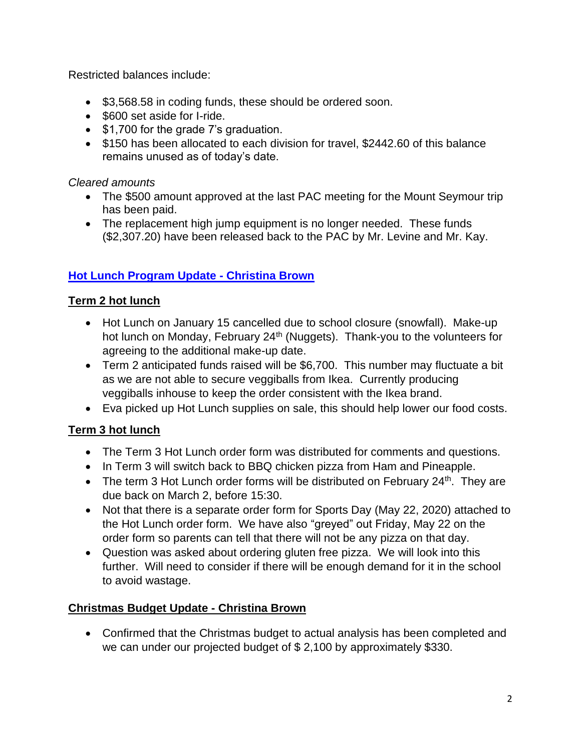Restricted balances include:

- $3,568.58 in coding funds, these should be ordered soon.
- $600 set aside for I-ride.
- $1,700 for the grade 7's graduation.
- $150 has been allocated to each division for travel, $2442.60 of this balance remains unused as of today's date.

*Cleared amounts*

- The $500 amount approved at the last PAC meeting for the Mount Seymour trip has been paid.
- The replacement high jump equipment is no longer needed. These funds ($2,307.20) have been released back to the PAC by Mr. Levine and Mr. Kay.

## Hot Lunch Program Update - Christina Brown

### Term 2 hot lunch

- Hot Lunch on January 15 cancelled due to school closure (snowfall). Make-up hot lunch on Monday, February 24th (Nuggets). Thank-you to the volunteers for agreeing to the additional make-up date.
- Term 2 anticipated funds raised will be $6,700. This number may fluctuate a bit as we are not able to secure veggiballs from Ikea. Currently producing veggiballs inhouse to keep the order consistent with the Ikea brand.
- Eva picked up Hot Lunch supplies on sale, this should help lower our food costs.

### Term 3 hot lunch

- The Term 3 Hot Lunch order form was distributed for comments and questions.
- In Term 3 will switch back to BBQ chicken pizza from Ham and Pineapple.
- The term 3 Hot Lunch order forms will be distributed on February 24th. They are due back on March 2, before 15:30.
- Not that there is a separate order form for Sports Day (May 22, 2020) attached to the Hot Lunch order form. We have also "greyed" out Friday, May 22 on the order form so parents can tell that there will not be any pizza on that day.
- Question was asked about ordering gluten free pizza. We will look into this further. Will need to consider if there will be enough demand for it in the school to avoid wastage.

## Christmas Budget Update - Christina Brown

- Confirmed that the Christmas budget to actual analysis has been completed and we can under our projected budget of $ 2,100 by approximately $330.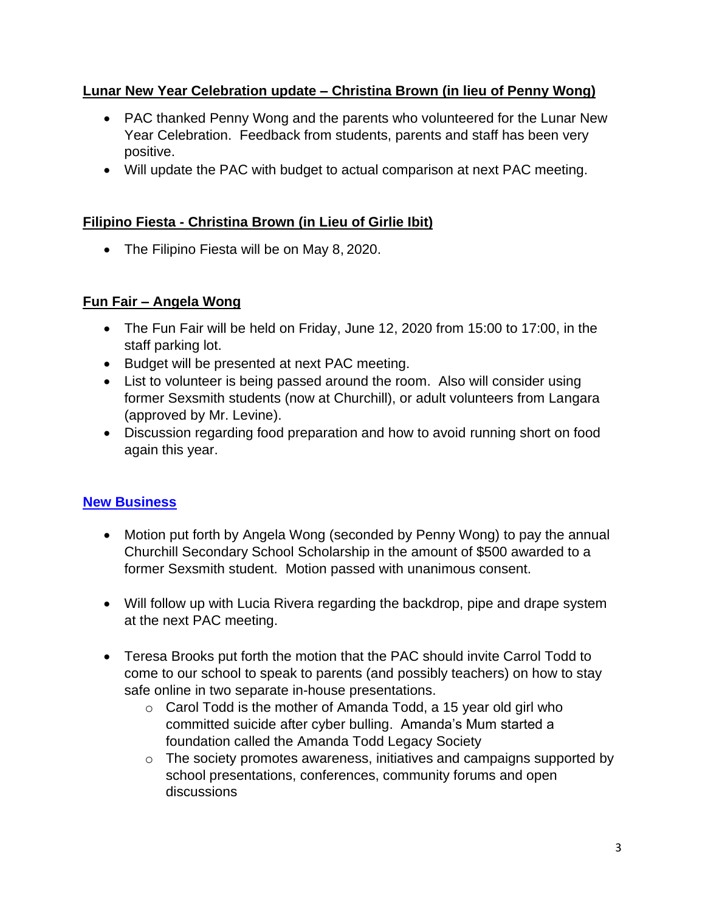**Lunar New Year Celebration update – Christina Brown (in lieu of Penny Wong)**

- PAC thanked Penny Wong and the parents who volunteered for the Lunar New Year Celebration. Feedback from students, parents and staff has been very positive.
- Will update the PAC with budget to actual comparison at next PAC meeting.

**Filipino Fiesta - Christina Brown (in Lieu of Girlie Ibit)**

- The Filipino Fiesta will be on May 8, 2020.

**Fun Fair – Angela Wong**

- The Fun Fair will be held on Friday, June 12, 2020 from 15:00 to 17:00, in the staff parking lot.
- Budget will be presented at next PAC meeting.
- List to volunteer is being passed around the room. Also will consider using former Sexsmith students (now at Churchill), or adult volunteers from Langara (approved by Mr. Levine).
- Discussion regarding food preparation and how to avoid running short on food again this year.

**New Business**

- Motion put forth by Angela Wong (seconded by Penny Wong) to pay the annual Churchill Secondary School Scholarship in the amount of $500 awarded to a former Sexsmith student. Motion passed with unanimous consent.

- Will follow up with Lucia Rivera regarding the backdrop, pipe and drape system at the next PAC meeting.

- Teresa Brooks put forth the motion that the PAC should invite Carrol Todd to come to our school to speak to parents (and possibly teachers) on how to stay safe online in two separate in-house presentations.
  - Carol Todd is the mother of Amanda Todd, a 15 year old girl who committed suicide after cyber bulling. Amanda's Mum started a foundation called the Amanda Todd Legacy Society
  - The society promotes awareness, initiatives and campaigns supported by school presentations, conferences, community forums and open discussions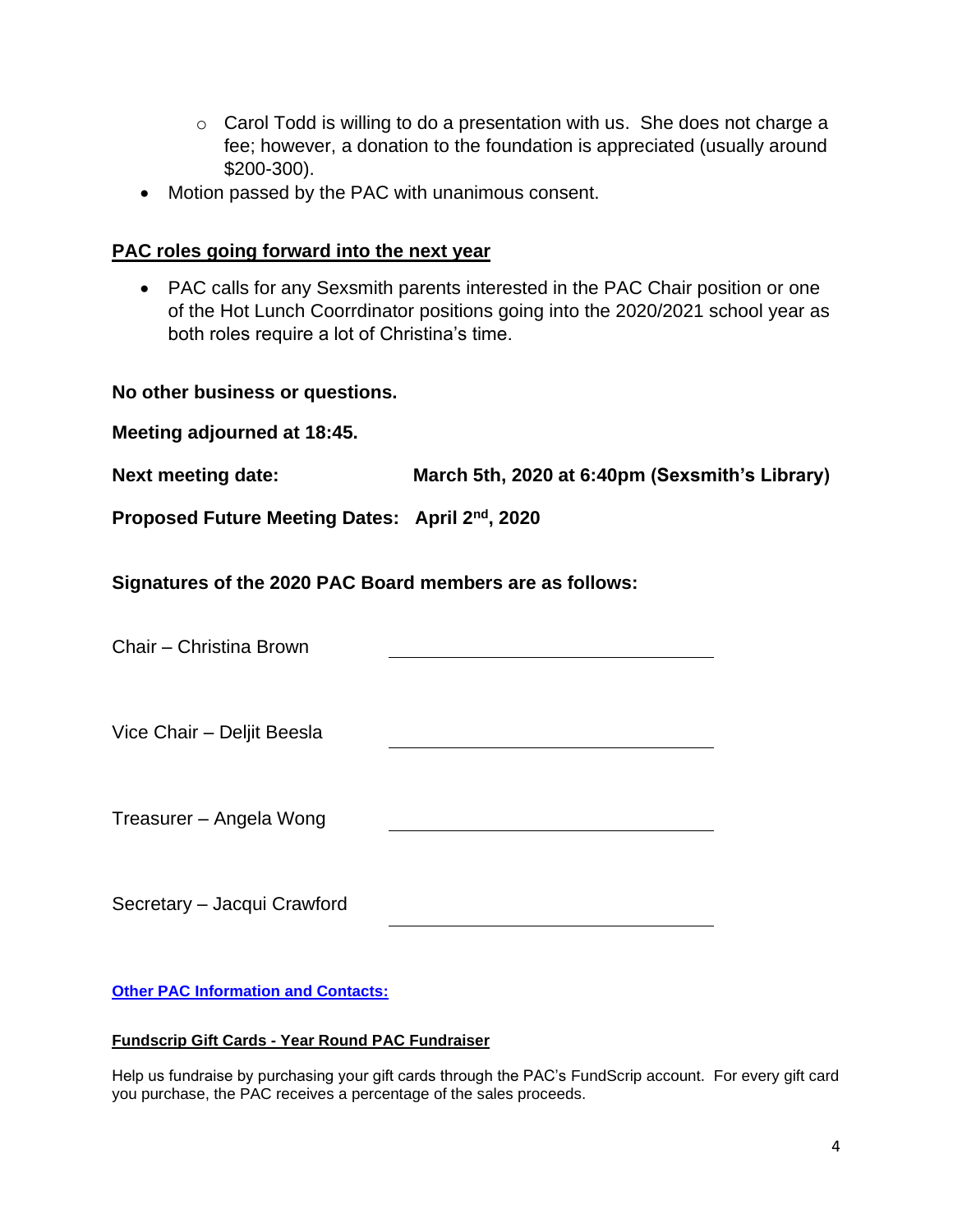- Carol Todd is willing to do a presentation with us. She does not charge a fee; however, a donation to the foundation is appreciated (usually around $200-300).
- Motion passed by the PAC with unanimous consent.

## PAC roles going forward into the next year

- PAC calls for any Sexsmith parents interested in the PAC Chair position or one of the Hot Lunch Coorrdinator positions going into the 2020/2021 school year as both roles require a lot of Christina's time.

**No other business or questions.**

**Meeting adjourned at 18:45.**

**Next meeting date:** **March 5th, 2020 at 6:40pm (Sexsmith's Library)**

**Proposed Future Meeting Dates:** **April 2nd, 2020**

**Signatures of the 2020 PAC Board members are as follows:**

Chair – Christina Brown ____________________

Vice Chair – Deljit Beesla ____________________

Treasurer – Angela Wong ____________________

Secretary – Jacqui Crawford ____________________

**Other PAC Information and Contacts:**

**Fundscrip Gift Cards - Year Round PAC Fundraiser**

Help us fundraise by purchasing your gift cards through the PAC's FundScrip account. For every gift card you purchase, the PAC receives a percentage of the sales proceeds.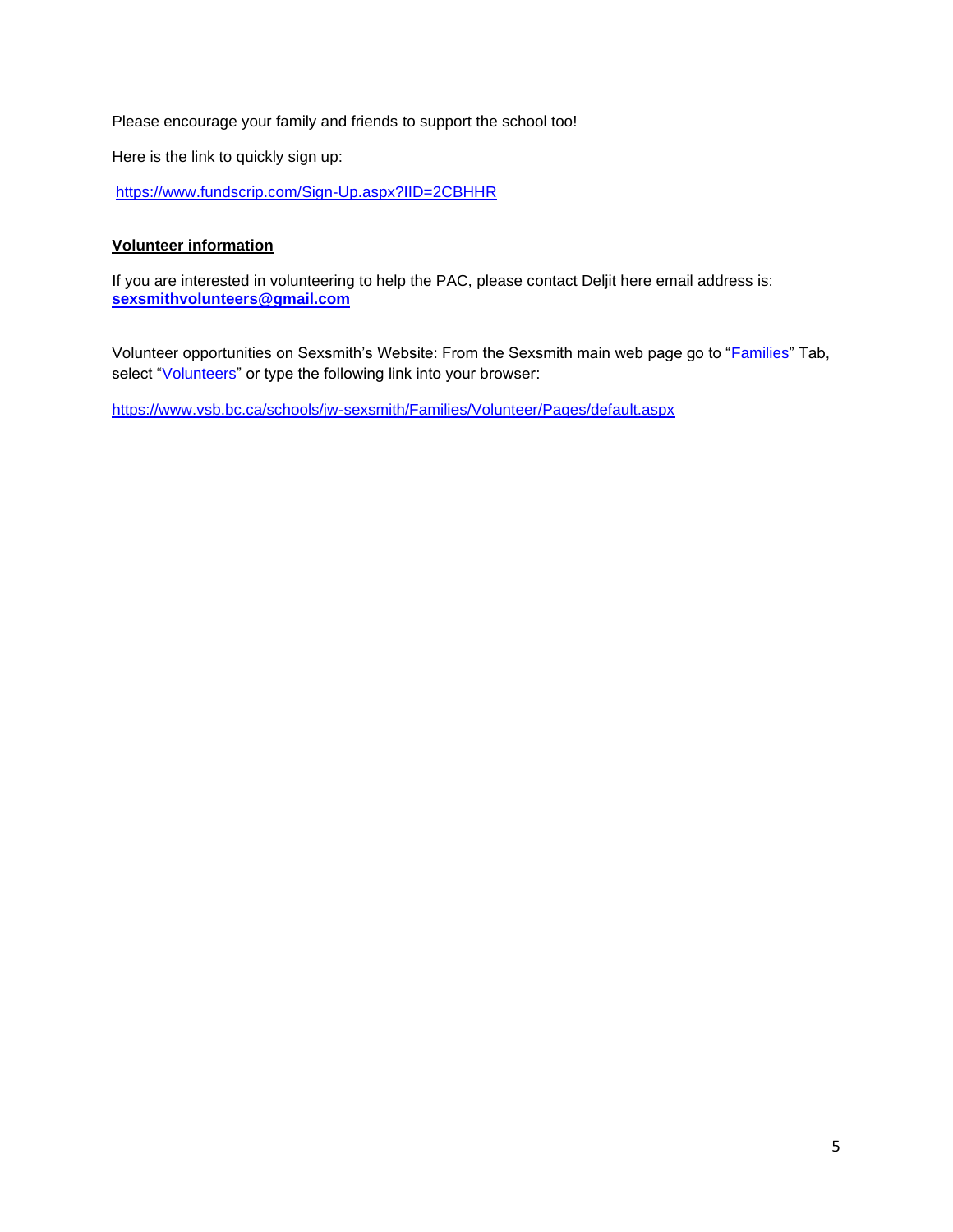Please encourage your family and friends to support the school too!

Here is the link to quickly sign up:

https://www.fundscrip.com/Sign-Up.aspx?IID=2CBHHR

**Volunteer information**

If you are interested in volunteering to help the PAC, please contact Deljit here email address is: **sexsmithvolunteers@gmail.com**

Volunteer opportunities on Sexsmith's Website: From the Sexsmith main web page go to "Families" Tab, select "Volunteers" or type the following link into your browser:

https://www.vsb.bc.ca/schools/jw-sexsmith/Families/Volunteer/Pages/default.aspx